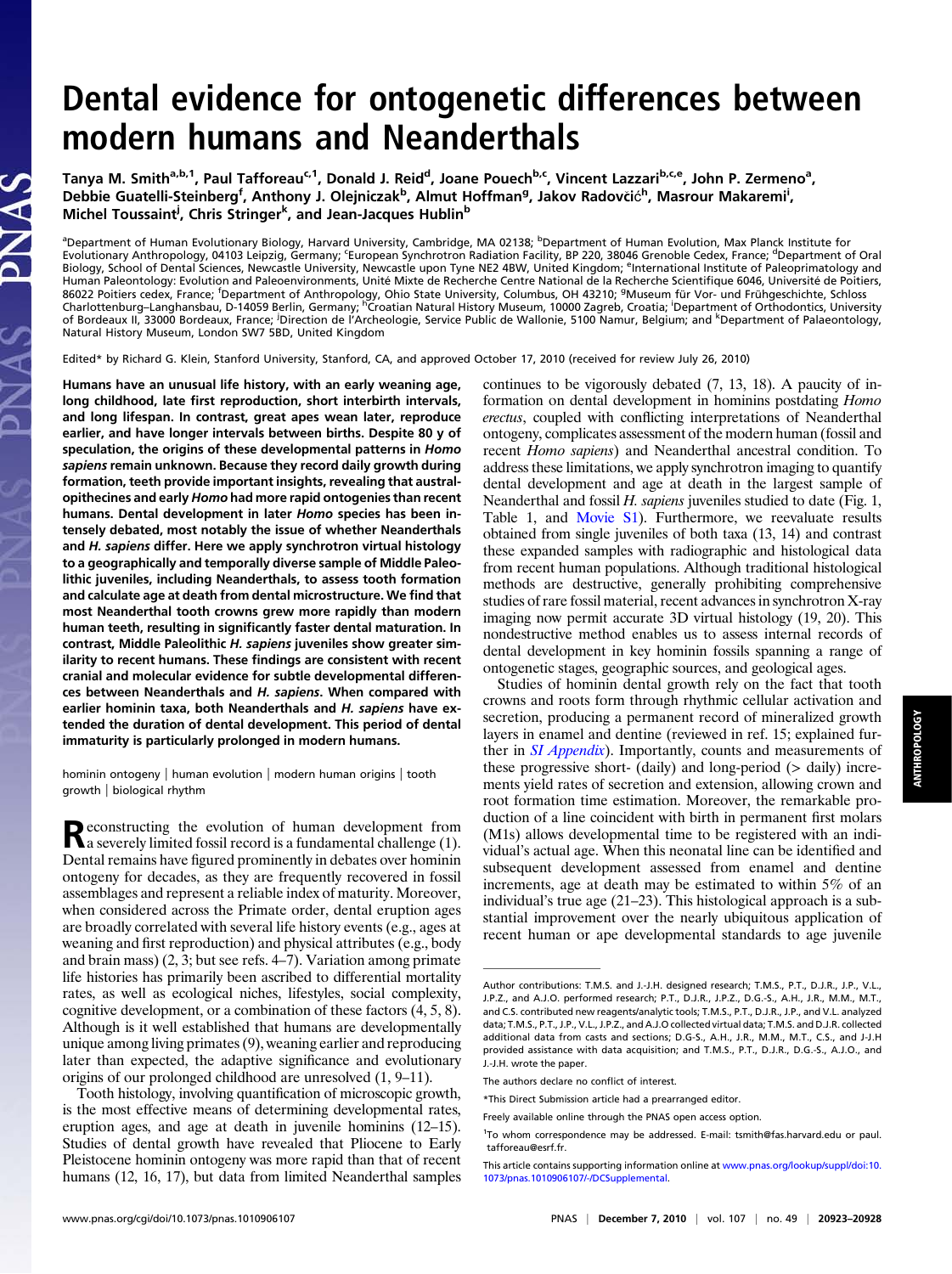# Dental evidence for ontogenetic differences between modern humans and Neanderthals

Tanya M. Smith[a,b,1], Paul Tafforeau[c,1], Donald J. Reid[d], Joane Pouech[b,c], Vincent Lazzari[b,c,e], John P. Zermeno[a], Debbie Guatelli-Steinberg[f], Anthony J. Olejniczak[b], Almut Hoffman[g], Jakov Radovčić[h], Masrour Makaremi[i], Michel Toussaint[j], Chris Stringer[k], and Jean-Jacques Hublin[b]

[a]Department of Human Evolutionary Biology, Harvard University, Cambridge, MA 02138; [b]Department of Human Evolution, Max Planck Institute for Evolutionary Anthropology, 04103 Leipzig, Germany; [c]European Synchrotron Radiation Facility, BP 220, 38046 Grenoble Cedex, France; [d]Department of Oral Biology, School of Dental Sciences, Newcastle University, Newcastle upon Tyne NE2 4BW, United Kingdom; [e]International Institute of Paleoprimatology and Human Paleontology: Evolution and Paleoenvironments, Unité Mixte de Recherche Centre National de la Recherche Scientifique 6046, Université de Poitiers, 86022 Poitiers cedex, France; [f]Department of Anthropology, Ohio State University, Columbus, OH 43210; [g]Museum für Vor- und Frühgeschichte, Schloss Charlottenburg–Langhansbau, D-14059 Berlin, Germany; [h]Croatian Natural History Museum, 10000 Zagreb, Croatia; [i]Department of Orthodontics, University of Bordeaux II, 33000 Bordeaux, France; [j]Direction de l'Archeologie, Service Public de Wallonie, 5100 Namur, Belgium; and [k]Department of Palaeontology, Natural History Museum, London SW7 5BD, United Kingdom

Edited* by Richard G. Klein, Stanford University, Stanford, CA, and approved October 17, 2010 (received for review July 26, 2010)

**Humans have an unusual life history, with an early weaning age, long childhood, late first reproduction, short interbirth intervals, and long lifespan. In contrast, great apes wean later, reproduce earlier, and have longer intervals between births. Despite 80 y of speculation, the origins of these developmental patterns in *Homo sapiens* remain unknown. Because they record daily growth during formation, teeth provide important insights, revealing that australopithecines and early *Homo* had more rapid ontogenies than recent humans. Dental development in later *Homo* species has been intensely debated, most notably the issue of whether Neanderthals and *H. sapiens* differ. Here we apply synchrotron virtual histology to a geographically and temporally diverse sample of Middle Paleolithic juveniles, including Neanderthals, to assess tooth formation and calculate age at death from dental microstructure. We find that most Neanderthal tooth crowns grew more rapidly than modern human teeth, resulting in significantly faster dental maturation. In contrast, Middle Paleolithic *H. sapiens* juveniles show greater similarity to recent humans. These findings are consistent with recent cranial and molecular evidence for subtle developmental differences between Neanderthals and *H. sapiens*. When compared with earlier hominin taxa, both Neanderthals and *H. sapiens* have extended the duration of dental development. This period of dental immaturity is particularly prolonged in modern humans.**

hominin ontogeny | human evolution | modern human origins | tooth growth | biological rhythm

Reconstructing the evolution of human development from a severely limited fossil record is a fundamental challenge (1). Dental remains have figured prominently in debates over hominin ontogeny for decades, as they are frequently recovered in fossil assemblages and represent a reliable index of maturity. Moreover, when considered across the Primate order, dental eruption ages are broadly correlated with several life history events (e.g., ages at weaning and first reproduction) and physical attributes (e.g., body and brain mass) (2, 3; but see refs. 4–7). Variation among primate life histories has primarily been ascribed to differential mortality rates, as well as ecological niches, lifestyles, social complexity, cognitive development, or a combination of these factors (4, 5, 8). Although is it well established that humans are developmentally unique among living primates (9), weaning earlier and reproducing later than expected, the adaptive significance and evolutionary origins of our prolonged childhood are unresolved (1, 9–11).

Tooth histology, involving quantification of microscopic growth, is the most effective means of determining developmental rates, eruption ages, and age at death in juvenile hominins (12–15). Studies of dental growth have revealed that Pliocene to Early Pleistocene hominin ontogeny was more rapid than that of recent humans (12, 16, 17), but data from limited Neanderthal samples continues to be vigorously debated (7, 13, 18). A paucity of information on dental development in hominins postdating *Homo erectus*, coupled with conflicting interpretations of Neanderthal ontogeny, complicates assessment of the modern human (fossil and recent *Homo sapiens*) and Neanderthal ancestral condition. To address these limitations, we apply synchrotron imaging to quantify dental development and age at death in the largest sample of Neanderthal and fossil *H. sapiens* juveniles studied to date (Fig. 1, Table 1, and Movie S1). Furthermore, we reevaluate results obtained from single juveniles of both taxa (13, 14) and contrast these expanded samples with radiographic and histological data from recent human populations. Although traditional histological methods are destructive, generally prohibiting comprehensive studies of rare fossil material, recent advances in synchrotron X-ray imaging now permit accurate 3D virtual histology (19, 20). This nondestructive method enables us to assess internal records of dental development in key hominin fossils spanning a range of ontogenetic stages, geographic sources, and geological ages.

Studies of hominin dental growth rely on the fact that tooth crowns and roots form through rhythmic cellular activation and secretion, producing a permanent record of mineralized growth layers in enamel and dentine (reviewed in ref. 15; explained further in *SI Appendix*). Importantly, counts and measurements of these progressive short- (daily) and long-period (> daily) increments yield rates of secretion and extension, allowing crown and root formation time estimation. Moreover, the remarkable production of a line coincident with birth in permanent first molars (M1s) allows developmental time to be registered with an individual's actual age. When this neonatal line can be identified and subsequent development assessed from enamel and dentine increments, age at death may be estimated to within 5% of an individual's true age (21–23). This histological approach is a substantial improvement over the nearly ubiquitous application of recent human or ape developmental standards to age juvenile

Author contributions: T.M.S. and J.-J.H. designed research; T.M.S., P.T., D.J.R., J.P., V.L., J.P.Z., and A.J.O. performed research; P.T., D.J.R., J.P.Z., D.G.-S., A.H., J.R., M.M., M.T., and C.S. contributed new reagents/analytic tools; T.M.S., P.T., D.J.R., J.P., and V.L. analyzed data; T.M.S., P.T., J.P., V.L., J.P.Z., and A.J.O collected virtual data; T.M.S. and D.J.R. collected additional data from casts and sections; D.G-S., A.H., J.R., M.M., M.T., C.S., and J-J.H provided assistance with data acquisition; and T.M.S., P.T., D.J.R., D.G.-S., A.J.O., and J.-J.H. wrote the paper.

The authors declare no conflict of interest.

*This Direct Submission article had a prearranged editor.

Freely available online through the PNAS open access option.

[1]To whom correspondence may be addressed. E-mail: tsmith@fas.harvard.edu or paul.tafforeau@esrf.fr.

This article contains supporting information online at www.pnas.org/lookup/suppl/doi:10.1073/pnas.1010906107/-/DCSupplemental.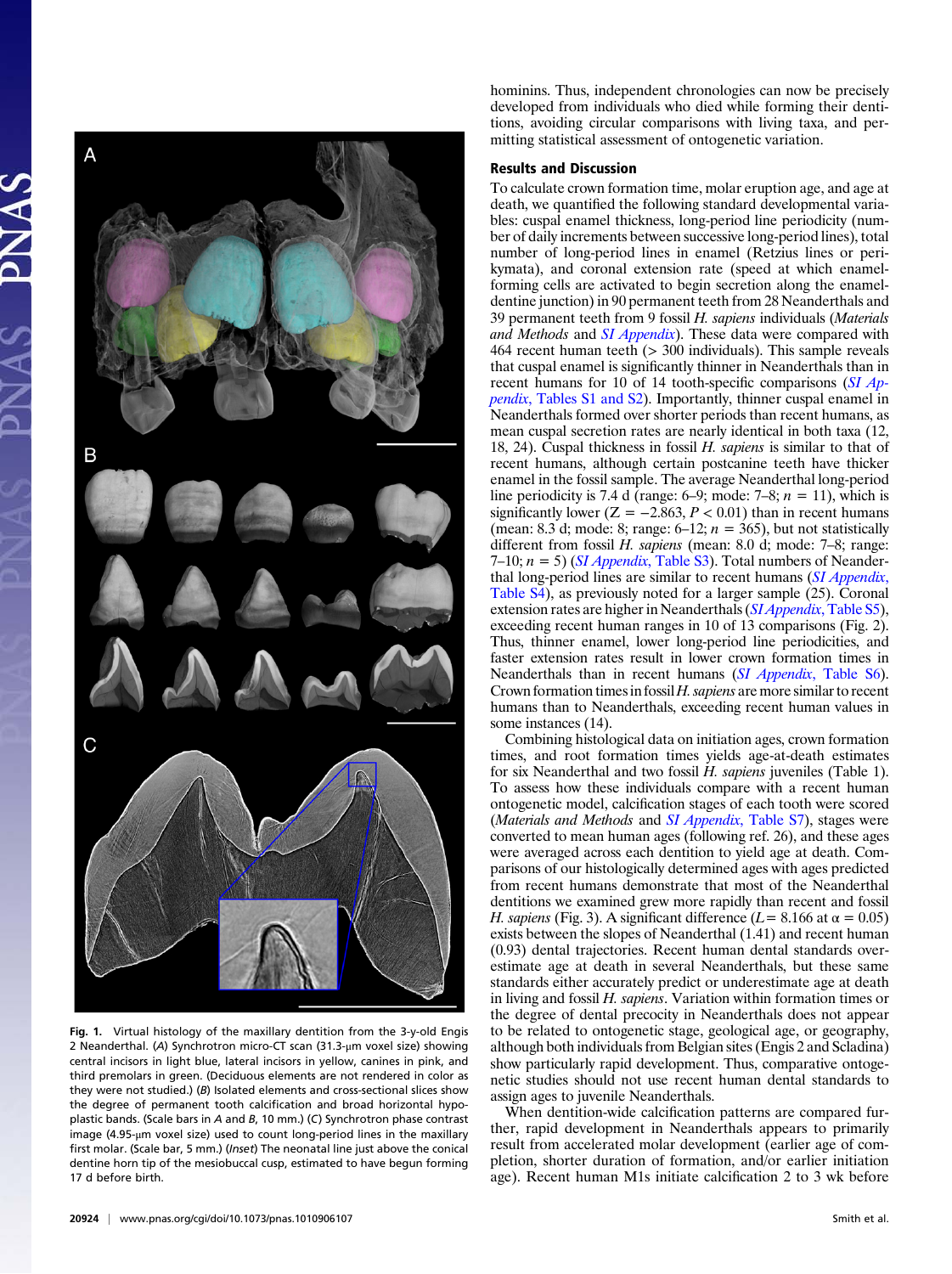hominins. Thus, independent chronologies can now be precisely developed from individuals who died while forming their dentitions, avoiding circular comparisons with living taxa, and permitting statistical assessment of ontogenetic variation.

Fig. 1. Virtual histology of the maxillary dentition from the 3-y-old Engis 2 Neanderthal. (A) Synchrotron micro-CT scan (31.3-μm voxel size) showing central incisors in light blue, lateral incisors in yellow, canines in pink, and third premolars in green. (Deciduous elements are not rendered in color as they were not studied.) (B) Isolated elements and cross-sectional slices show the degree of permanent tooth calcification and broad horizontal hypoplastic bands. (Scale bars in A and B, 10 mm.) (C) Synchrotron phase contrast image (4.95-μm voxel size) used to count long-period lines in the maxillary first molar. (Scale bar, 5 mm.) (*Inset*) The neonatal line just above the conical dentine horn tip of the mesiobuccal cusp, estimated to have begun forming 17 d before birth.

## Results and Discussion

To calculate crown formation time, molar eruption age, and age at death, we quantified the following standard developmental variables: cuspal enamel thickness, long-period line periodicity (number of daily increments between successive long-period lines), total number of long-period lines in enamel (Retzius lines or perikymata), and coronal extension rate (speed at which enamel-forming cells are activated to begin secretion along the enamel-dentine junction) in 90 permanent teeth from 28 Neanderthals and 39 permanent teeth from 9 fossil *H. sapiens* individuals (*Materials and Methods* and *SI Appendix*). These data were compared with 464 recent human teeth (> 300 individuals). This sample reveals that cuspal enamel is significantly thinner in Neanderthals than in recent humans for 10 of 14 tooth-specific comparisons (*SI Appendix*, Tables S1 and S2). Importantly, thinner cuspal enamel in Neanderthals formed over shorter periods than recent humans, as mean cuspal secretion rates are nearly identical in both taxa (12, 18, 24). Cuspal thickness in fossil *H. sapiens* is similar to that of recent humans, although certain postcanine teeth have thicker enamel in the fossil sample. The average Neanderthal long-period line periodicity is 7.4 d (range: 6–9; mode: 7–8; $n = 11$), which is significantly lower ($Z = -2.863$, $P < 0.01$) than in recent humans (mean: 8.3 d; mode: 8; range: 6–12; $n = 365$), but not statistically different from fossil *H. sapiens* (mean: 8.0 d; mode: 7–8; range: 7–10; $n = 5$) (*SI Appendix*, Table S3). Total numbers of Neanderthal long-period lines are similar to recent humans (*SI Appendix*, Table S4), as previously noted for a larger sample (25). Coronal extension rates are higher in Neanderthals (*SI Appendix*, Table S5), exceeding recent human ranges in 10 of 13 comparisons (Fig. 2). Thus, thinner enamel, lower long-period line periodicities, and faster extension rates result in lower crown formation times in Neanderthals than in recent humans (*SI Appendix*, Table S6). Crown formation times in fossil *H. sapiens* are more similar to recent humans than to Neanderthals, exceeding recent human values in some instances (14).

Combining histological data on initiation ages, crown formation times, and root formation times yields age-at-death estimates for six Neanderthal and two fossil *H. sapiens* juveniles (Table 1). To assess how these individuals compare with a recent human ontogenetic model, calcification stages of each tooth were scored (*Materials and Methods* and *SI Appendix*, Table S7), stages were converted to mean human ages (following ref. 26), and these ages were averaged across each dentition to yield age at death. Comparisons of our histologically determined ages with ages predicted from recent humans demonstrate that most of the Neanderthal dentitions we examined grew more rapidly than recent and fossil *H. sapiens* (Fig. 3). A significant difference ($L = 8.166$ at $\alpha = 0.05$) exists between the slopes of Neanderthal (1.41) and recent human (0.93) dental trajectories. Recent human dental standards overestimate age at death in several Neanderthals, but these same standards either accurately predict or underestimate age at death in living and fossil *H. sapiens*. Variation within formation times or the degree of dental precocity in Neanderthals does not appear to be related to ontogenetic stage, geological age, or geography, although both individuals from Belgian sites (Engis 2 and Scladina) show particularly rapid development. Thus, comparative ontogenetic studies should not use recent human dental standards to assign ages to juvenile Neanderthals.

When dentition-wide calcification patterns are compared further, rapid development in Neanderthals appears to primarily result from accelerated molar development (earlier age of completion, shorter duration of formation, and/or earlier initiation age). Recent human M1s initiate calcification 2 to 3 wk before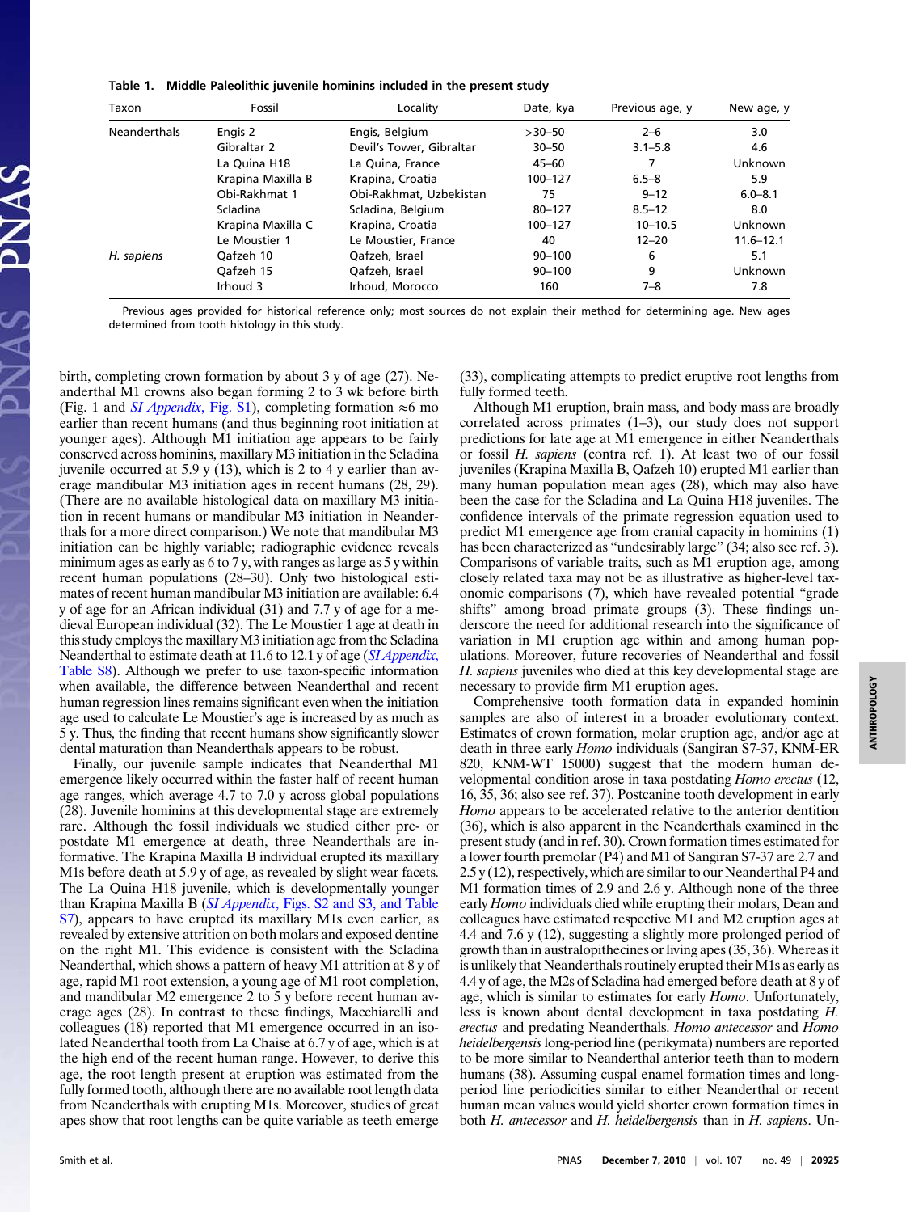**Table 1. Middle Paleolithic juvenile hominins included in the present study**

| Taxon | Fossil | Locality | Date, kya | Previous age, y | New age, y |
|---|---|---|---|---|---|
| Neanderthals | Engis 2 | Engis, Belgium | >30–50 | 2–6 | 3.0 |
| | Gibraltar 2 | Devil's Tower, Gibraltar | 30–50 | 3.1–5.8 | 4.6 |
| | La Quina H18 | La Quina, France | 45–60 | 7 | Unknown |
| | Krapina Maxilla B | Krapina, Croatia | 100–127 | 6.5–8 | 5.9 |
| | Obi-Rakhmat 1 | Obi-Rakhmat, Uzbekistan | 75 | 9–12 | 6.0–8.1 |
| | Scladina | Scladina, Belgium | 80–127 | 8.5–12 | 8.0 |
| | Krapina Maxilla C | Krapina, Croatia | 100–127 | 10–10.5 | Unknown |
| | Le Moustier 1 | Le Moustier, France | 40 | 12–20 | 11.6–12.1 |
| *H. sapiens* | Qafzeh 10 | Qafzeh, Israel | 90–100 | 6 | 5.1 |
| | Qafzeh 15 | Qafzeh, Israel | 90–100 | 9 | Unknown |
| | Irhoud 3 | Irhoud, Morocco | 160 | 7–8 | 7.8 |

Previous ages provided for historical reference only; most sources do not explain their method for determining age. New ages determined from tooth histology in this study.

birth, completing crown formation by about 3 y of age (27). Neanderthal M1 crowns also began forming 2 to 3 wk before birth (Fig. 1 and *SI Appendix*, Fig. S1), completing formation ≈6 mo earlier than recent humans (and thus beginning root initiation at younger ages). Although M1 initiation age appears to be fairly conserved across hominins, maxillary M3 initiation in the Scladina juvenile occurred at 5.9 y (13), which is 2 to 4 y earlier than average mandibular M3 initiation ages in recent humans (28, 29). (There are no available histological data on maxillary M3 initiation in recent humans or mandibular M3 initiation in Neanderthals for a more direct comparison.) We note that mandibular M3 initiation can be highly variable; radiographic evidence reveals minimum ages as early as 6 to 7 y, with ranges as large as 5 y within recent human populations (28–30). Only two histological estimates of recent human mandibular M3 initiation are available: 6.4 y of age for an African individual (31) and 7.7 y of age for a medieval European individual (32). The Le Moustier 1 age at death in this study employs the maxillary M3 initiation age from the Scladina Neanderthal to estimate death at 11.6 to 12.1 y of age (*SI Appendix*, Table S8). Although we prefer to use taxon-specific information when available, the difference between Neanderthal and recent human regression lines remains significant even when the initiation age used to calculate Le Moustier's age is increased by as much as 5 y. Thus, the finding that recent humans show significantly slower dental maturation than Neanderthals appears to be robust.

Finally, our juvenile sample indicates that Neanderthal M1 emergence likely occurred within the faster half of recent human age ranges, which average 4.7 to 7.0 y across global populations (28). Juvenile hominins at this developmental stage are extremely rare. Although the fossil individuals we studied either pre- or postdate M1 emergence at death, three Neanderthals are informative. The Krapina Maxilla B individual erupted its maxillary M1s before death at 5.9 y of age, as revealed by slight wear facets. The La Quina H18 juvenile, which is developmentally younger than Krapina Maxilla B (*SI Appendix*, Figs. S2 and S3, and Table S7), appears to have erupted its maxillary M1s even earlier, as revealed by extensive attrition on both molars and exposed dentine on the right M1. This evidence is consistent with the Scladina Neanderthal, which shows a pattern of heavy M1 attrition at 8 y of age, rapid M1 root extension, a young age of M1 root completion, and mandibular M2 emergence 2 to 5 y before recent human average ages (28). In contrast to these findings, Macchiarelli and colleagues (18) reported that M1 emergence occurred in an isolated Neanderthal tooth from La Chaise at 6.7 y of age, which is at the high end of the recent human range. However, to derive this age, the root length present at eruption was estimated from the fully formed tooth, although there are no available root length data from Neanderthals with erupting M1s. Moreover, studies of great apes show that root lengths can be quite variable as teeth emerge (33), complicating attempts to predict eruptive root lengths from fully formed teeth.

Although M1 eruption, brain mass, and body mass are broadly correlated across primates (1–3), our study does not support predictions for late age at M1 emergence in either Neanderthals or fossil *H. sapiens* (contra ref. 1). At least two of our fossil juveniles (Krapina Maxilla B, Qafzeh 10) erupted M1 earlier than many human population mean ages (28), which may also have been the case for the Scladina and La Quina H18 juveniles. The confidence intervals of the primate regression equation used to predict M1 emergence age from cranial capacity in hominins (1) has been characterized as "undesirably large" (34; also see ref. 3). Comparisons of variable traits, such as M1 eruption age, among closely related taxa may not be as illustrative as higher-level taxonomic comparisons (7), which have revealed potential "grade shifts" among broad primate groups (3). These findings underscore the need for additional research into the significance of variation in M1 eruption age within and among human populations. Moreover, future recoveries of Neanderthal and fossil *H. sapiens* juveniles who died at this key developmental stage are necessary to provide firm M1 eruption ages.

Comprehensive tooth formation data in expanded hominin samples are also of interest in a broader evolutionary context. Estimates of crown formation, molar eruption age, and/or age at death in three early *Homo* individuals (Sangiran S7-37, KNM-ER 820, KNM-WT 15000) suggest that the modern human developmental condition arose in taxa postdating *Homo erectus* (12, 16, 35, 36; also see ref. 37). Postcanine tooth development in early *Homo* appears to be accelerated relative to the anterior dentition (36), which is also apparent in the Neanderthals examined in the present study (and in ref. 30). Crown formation times estimated for a lower fourth premolar (P4) and M1 of Sangiran S7-37 are 2.7 and 2.5 y (12), respectively, which are similar to our Neanderthal P4 and M1 formation times of 2.9 and 2.6 y. Although none of the three early *Homo* individuals died while erupting their molars, Dean and colleagues have estimated respective M1 and M2 eruption ages at 4.4 and 7.6 y (12), suggesting a slightly more prolonged period of growth than in australopithecines or living apes (35, 36). Whereas it is unlikely that Neanderthals routinely erupted their M1s as early as 4.4 y of age, the M2s of Scladina had emerged before death at 8 y of age, which is similar to estimates for early *Homo*. Unfortunately, less is known about dental development in taxa postdating *H. erectus* and predating Neanderthals. *Homo antecessor* and *Homo heidelbergensis* long-period line (perikymata) numbers are reported to be more similar to Neanderthal anterior teeth than to modern humans (38). Assuming cuspal enamel formation times and long-period line periodicities similar to either Neanderthal or recent human mean values would yield shorter crown formation times in both *H. antecessor* and *H. heidelbergensis* than in *H. sapiens*. Un-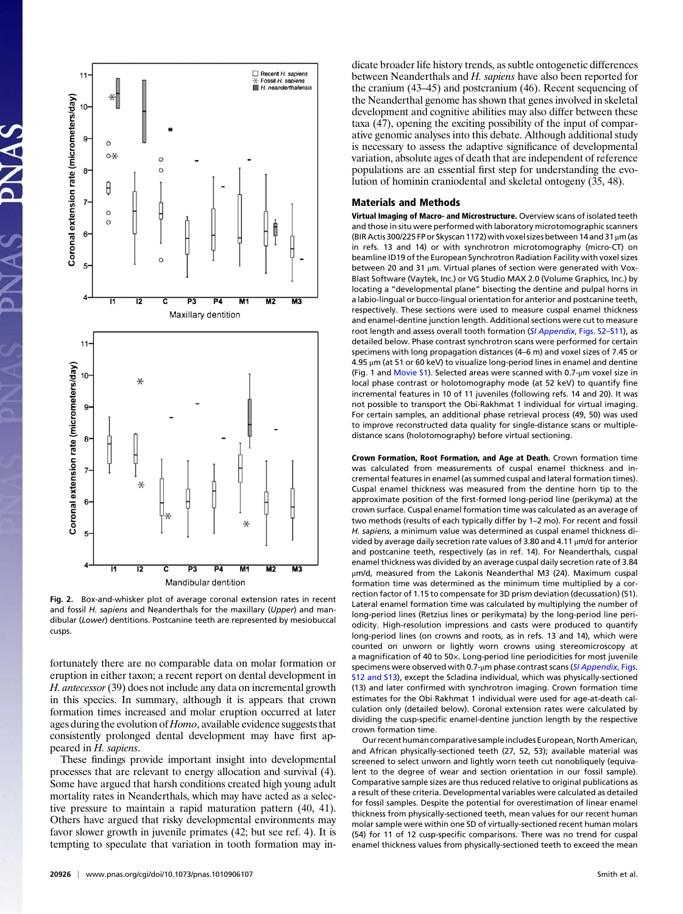Fig. 2. Box-and-whisker plot of average coronal extension rates in recent and fossil *H. sapiens* and Neanderthals for the maxillary (*Upper*) and mandibular (*Lower*) dentitions. Postcanine teeth are represented by mesiobuccal cusps.

fortunately there are no comparable data on molar formation or eruption in either taxon; a recent report on dental development in *H. antecessor* (39) does not include any data on incremental growth in this species. In summary, although it is appears that crown formation times increased and molar eruption occurred at later ages during the evolution of *Homo*, available evidence suggests that consistently prolonged dental development may have first appeared in *H. sapiens*.

These findings provide important insight into developmental processes that are relevant to energy allocation and survival (4). Some have argued that harsh conditions created high young adult mortality rates in Neanderthals, which may have acted as a selective pressure to maintain a rapid maturation pattern (40, 41). Others have argued that risky developmental environments may favor slower growth in juvenile primates (42; but see ref. 4). It is tempting to speculate that variation in tooth formation may indicate broader life history trends, as subtle ontogenetic differences between Neanderthals and *H. sapiens* have also been reported for the cranium (43–45) and postcranium (46). Recent sequencing of the Neanderthal genome has shown that genes involved in skeletal development and cognitive abilities may also differ between these taxa (47), opening the exciting possibility of the input of comparative genomic analyses into this debate. Although additional study is necessary to assess the adaptive significance of developmental variation, absolute ages of death that are independent of reference populations are an essential first step for understanding the evolution of hominin craniodental and skeletal ontogeny (35, 48).

## Materials and Methods

**Virtual Imaging of Macro- and Microstructure.** Overview scans of isolated teeth and those in situ were performed with laboratory microtomographic scanners (BIR Actis 300/225 FP or Skyscan 1172) with voxel sizes between 14 and 31 μm (as in refs. 13 and 14) or with synchrotron microtomography (micro-CT) on beamline ID19 of the European Synchrotron Radiation Facility with voxel sizes between 20 and 31 μm. Virtual planes of section were generated with VoxBlast Software (Vaytek, Inc.) or VG Studio MAX 2.0 (Volume Graphics, Inc.) by locating a "developmental plane" bisecting the dentine and pulpal horns in a labio-lingual or bucco-lingual orientation for anterior and postcanine teeth, respectively. These sections were used to measure cuspal enamel thickness and enamel-dentine junction length. Additional sections were cut to measure root length and assess overall tooth formation (*SI Appendix*, Figs. S2–S11), as detailed below. Phase contrast synchrotron scans were performed for certain specimens with long propagation distances (4–6 m) and voxel sizes of 7.45 or 4.95 μm (at 51 or 60 keV) to visualize long-period lines in enamel and dentine (Fig. 1 and Movie S1). Selected areas were scanned with 0.7-μm voxel size in local phase contrast or holotomography mode (at 52 keV) to quantify fine incremental features in 10 of 11 juveniles (following refs. 14 and 20). It was not possible to transport the Obi-Rakhmat 1 individual for virtual imaging. For certain samples, an additional phase retrieval process (49, 50) was used to improve reconstructed data quality for single-distance scans or multiple-distance scans (holotomography) before virtual sectioning.

**Crown Formation, Root Formation, and Age at Death.** Crown formation time was calculated from measurements of cuspal enamel thickness and incremental features in enamel (as summed cuspal and lateral formation times). Cuspal enamel thickness was measured from the dentine horn tip to the approximate position of the first-formed long-period line (perikyma) at the crown surface. Cuspal enamel formation time was calculated as an average of two methods (results of each typically differ by 1–2 mo). For recent and fossil *H. sapiens*, a minimum value was determined as cuspal enamel thickness divided by average daily secretion rate values of 3.80 and 4.11 μm/d for anterior and postcanine teeth, respectively (as in ref. 14). For Neanderthals, cuspal enamel thickness was divided by an average cuspal daily secretion rate of 3.84 μm/d, measured from the Lakonis Neanderthal M3 (24). Maximum cuspal formation time was determined as the minimum time multiplied by a correction factor of 1.15 to compensate for 3D prism deviation (decussation) (51). Lateral enamel formation time was calculated by multiplying the number of long-period lines (Retzius lines or perikymata) by the long-period line periodicity. High-resolution impressions and casts were produced to quantify long-period lines (on crowns and roots, as in refs. 13 and 14), which were counted on unworn or lightly worn crowns using stereomicroscopy at a magnification of 40 to 50×. Long-period line periodicities for most juvenile specimens were observed with 0.7-μm phase contrast scans (*SI Appendix*, Figs. S12 and S13), except the Scladina individual, which was physically-sectioned (13) and later confirmed with synchrotron imaging. Crown formation time estimates for the Obi Rakhmat 1 individual were used for age-at-death calculation only (detailed below). Coronal extension rates were calculated by dividing the cusp-specific enamel-dentine junction length by the respective crown formation time.

Our recent human comparative sample includes European, North American, and African physically-sectioned teeth (27, 52, 53); available material was screened to select unworn and lightly worn teeth cut nonobliquely (equivalent to the degree of wear and section orientation in our fossil sample). Comparative sample sizes are thus reduced relative to original publications as a result of these criteria. Developmental variables were calculated as detailed for fossil samples. Despite the potential for overestimation of linear enamel thickness from physically-sectioned teeth, mean values for our recent human molar sample were within one SD of virtually-sectioned recent human molars (54) for 11 of 12 cusp-specific comparisons. There was no trend for cuspal enamel thickness values from physically-sectioned teeth to exceed the mean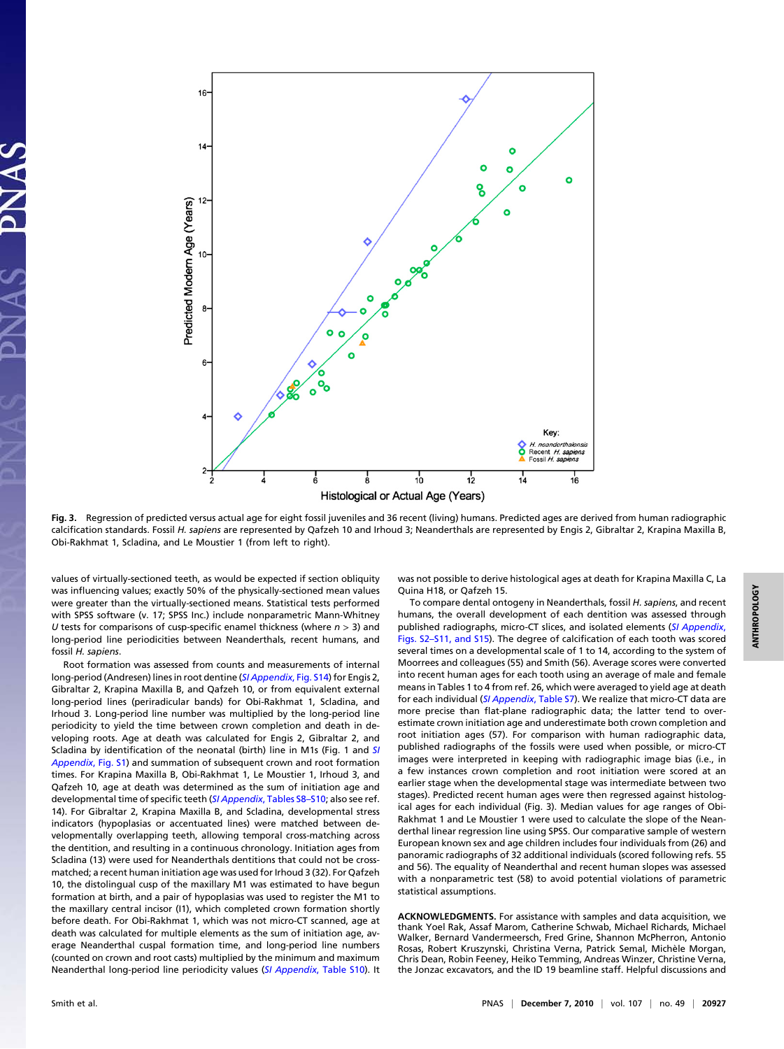**Fig. 3.** Regression of predicted versus actual age for eight fossil juveniles and 36 recent (living) humans. Predicted ages are derived from human radiographic calcification standards. Fossil *H. sapiens* are represented by Qafzeh 10 and Irhoud 3; Neanderthals are represented by Engis 2, Gibraltar 2, Krapina Maxilla B, Obi-Rakhmat 1, Scladina, and Le Moustier 1 (from left to right).

values of virtually-sectioned teeth, as would be expected if section obliquity was influencing values; exactly 50% of the physically-sectioned mean values were greater than the virtually-sectioned means. Statistical tests performed with SPSS software (v. 17; SPSS Inc.) include nonparametric Mann-Whitney *U* tests for comparisons of cusp-specific enamel thickness (where $n > 3$) and long-period line periodicities between Neanderthals, recent humans, and fossil *H. sapiens*.

Root formation was assessed from counts and measurements of internal long-period (Andresen) lines in root dentine (*SI Appendix*, Fig. S14) for Engis 2, Gibraltar 2, Krapina Maxilla B, and Qafzeh 10, or from equivalent external long-period lines (periradicular bands) for Obi-Rakhmat 1, Scladina, and Irhoud 3. Long-period line number was multiplied by the long-period line periodicity to yield the time between crown completion and death in developing roots. Age at death was calculated for Engis 2, Gibraltar 2, and Scladina by identification of the neonatal (birth) line in M1s (Fig. 1 and *SI Appendix*, Fig. S1) and summation of subsequent crown and root formation times. For Krapina Maxilla B, Obi-Rakhmat 1, Le Moustier 1, Irhoud 3, and Qafzeh 10, age at death was determined as the sum of initiation age and developmental time of specific teeth (*SI Appendix*, Tables S8–S10; also see ref. 14). For Gibraltar 2, Krapina Maxilla B, and Scladina, developmental stress indicators (hypoplasias or accentuated lines) were matched between developmentally overlapping teeth, allowing temporal cross-matching across the dentition, and resulting in a continuous chronology. Initiation ages from Scladina (13) were used for Neanderthals dentitions that could not be cross-matched; a recent human initiation age was used for Irhoud 3 (32). For Qafzeh 10, the distolingual cusp of the maxillary M1 was estimated to have begun formation at birth, and a pair of hypoplasias was used to register the M1 to the maxillary central incisor (I1), which completed crown formation shortly before death. For Obi-Rakhmat 1, which was not micro-CT scanned, age at death was calculated for multiple elements as the sum of initiation age, average Neanderthal cuspal formation time, and long-period line numbers (counted on crown and root casts) multiplied by the minimum and maximum Neanderthal long-period line periodicity values (*SI Appendix*, Table S10). It was not possible to derive histological ages at death for Krapina Maxilla C, La Quina H18, or Qafzeh 15.

To compare dental ontogeny in Neanderthals, fossil *H. sapiens*, and recent humans, the overall development of each dentition was assessed through published radiographs, micro-CT slices, and isolated elements (*SI Appendix*, Figs. S2–S11, and S15). The degree of calcification of each tooth was scored several times on a developmental scale of 1 to 14, according to the system of Moorrees and colleagues (55) and Smith (56). Average scores were converted into recent human ages for each tooth using an average of male and female means in Tables 1 to 4 from ref. 26, which were averaged to yield age at death for each individual (*SI Appendix*, Table S7). We realize that micro-CT data are more precise than flat-plane radiographic data; the latter tend to overestimate crown initiation age and underestimate both crown completion and root initiation ages (57). For comparison with human radiographic data, published radiographs of the fossils were used when possible, or micro-CT images were interpreted in keeping with radiographic image bias (i.e., in a few instances crown completion and root initiation were scored at an earlier stage when the developmental stage was intermediate between two stages). Predicted recent human ages were then regressed against histological ages for each individual (Fig. 3). Median values for age ranges of Obi-Rakhmat 1 and Le Moustier 1 were used to calculate the slope of the Neanderthal linear regression line using SPSS. Our comparative sample of western European known sex and age children includes four individuals from (26) and panoramic radiographs of 32 additional individuals (scored following refs. 55 and 56). The equality of Neanderthal and recent human slopes was assessed with a nonparametric test (58) to avoid potential violations of parametric statistical assumptions.

**ACKNOWLEDGMENTS.** For assistance with samples and data acquisition, we thank Yoel Rak, Assaf Marom, Catherine Schwab, Michael Richards, Michael Walker, Bernard Vandermeersch, Fred Grine, Shannon McPherron, Antonio Rosas, Robert Kruszynski, Christina Verna, Patrick Semal, Michèle Morgan, Chris Dean, Robin Feeney, Heiko Temming, Andreas Winzer, Christine Verna, the Jonzac excavators, and the ID 19 beamline staff. Helpful discussions and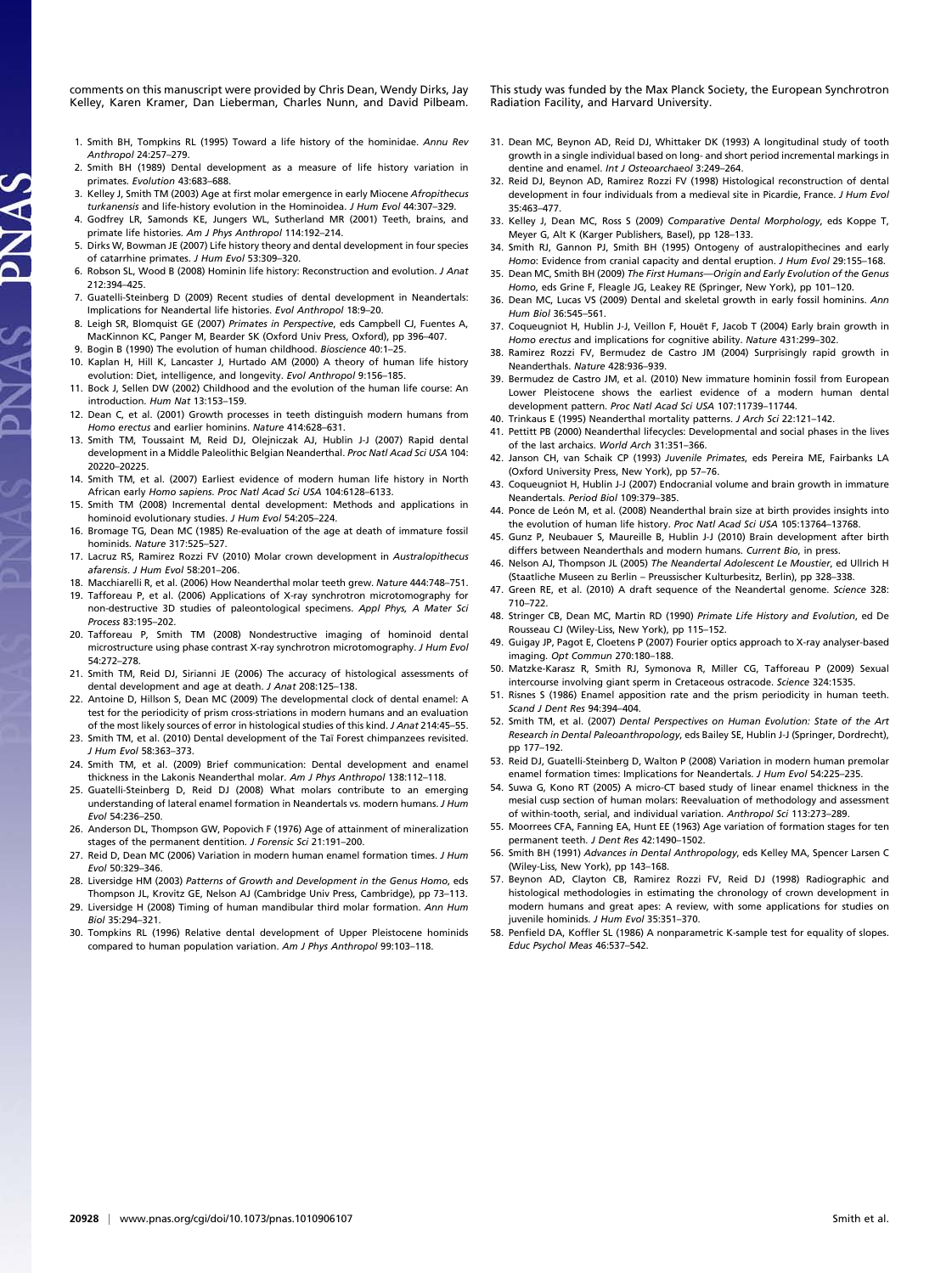comments on this manuscript were provided by Chris Dean, Wendy Dirks, Jay Kelley, Karen Kramer, Dan Lieberman, Charles Nunn, and David Pilbeam.

This study was funded by the Max Planck Society, the European Synchrotron Radiation Facility, and Harvard University.

1. Smith BH, Tompkins RL (1995) Toward a life history of the hominidae. *Annu Rev Anthropol* 24:257–279.
2. Smith BH (1989) Dental development as a measure of life history variation in primates. *Evolution* 43:683–688.
3. Kelley J, Smith TM (2003) Age at first molar emergence in early Miocene *Afropithecus turkanensis* and life-history evolution in the Hominoidea. *J Hum Evol* 44:307–329.
4. Godfrey LR, Samonds KE, Jungers WL, Sutherland MR (2001) Teeth, brains, and primate life histories. *Am J Phys Anthropol* 114:192–214.
5. Dirks W, Bowman JE (2007) Life history theory and dental development in four species of catarrhine primates. *J Hum Evol* 53:309–320.
6. Robson SL, Wood B (2008) Hominin life history: Reconstruction and evolution. *J Anat* 212:394–425.
7. Guatelli-Steinberg D (2009) Recent studies of dental development in Neandertals: Implications for Neandertal life histories. *Evol Anthropol* 18:9–20.
8. Leigh SR, Blomquist GE (2007) *Primates in Perspective*, eds Campbell CJ, Fuentes A, MacKinnon KC, Panger M, Bearder SK (Oxford Univ Press, Oxford), pp 396–407.
9. Bogin B (1990) The evolution of human childhood. *Bioscience* 40:1–25.
10. Kaplan H, Hill K, Lancaster J, Hurtado AM (2000) A theory of human life history evolution: Diet, intelligence, and longevity. *Evol Anthropol* 9:156–185.
11. Bock J, Sellen DW (2002) Childhood and the evolution of the human life course: An introduction. *Hum Nat* 13:153–159.
12. Dean C, et al. (2001) Growth processes in teeth distinguish modern humans from *Homo erectus* and earlier hominins. *Nature* 414:628–631.
13. Smith TM, Toussaint M, Reid DJ, Olejniczak AJ, Hublin J-J (2007) Rapid dental development in a Middle Paleolithic Belgian Neanderthal. *Proc Natl Acad Sci USA* 104: 20220–20225.
14. Smith TM, et al. (2007) Earliest evidence of modern human life history in North African early *Homo sapiens*. *Proc Natl Acad Sci USA* 104:6128–6133.
15. Smith TM (2008) Incremental dental development: Methods and applications in hominoid evolutionary studies. *J Hum Evol* 54:205–224.
16. Bromage TG, Dean MC (1985) Re-evaluation of the age at death of immature fossil hominids. *Nature* 317:525–527.
17. Lacruz RS, Ramirez Rozzi FV (2010) Molar crown development in *Australopithecus afarensis*. *J Hum Evol* 58:201–206.
18. Macchiarelli R, et al. (2006) How Neanderthal molar teeth grew. *Nature* 444:748–751.
19. Tafforeau P, et al. (2006) Applications of X-ray synchrotron microtomography for non-destructive 3D studies of paleontological specimens. *Appl Phys, A Mater Sci Process* 83:195–202.
20. Tafforeau P, Smith TM (2008) Nondestructive imaging of hominoid dental microstructure using phase contrast X-ray synchrotron microtomography. *J Hum Evol* 54:272–278.
21. Smith TM, Reid DJ, Sirianni JE (2006) The accuracy of histological assessments of dental development and age at death. *J Anat* 208:125–138.
22. Antoine D, Hillson S, Dean MC (2009) The developmental clock of dental enamel: A test for the periodicity of prism cross-striations in modern humans and an evaluation of the most likely sources of error in histological studies of this kind. *J Anat* 214:45–55.
23. Smith TM, et al. (2010) Dental development of the Taï Forest chimpanzees revisited. *J Hum Evol* 58:363–373.
24. Smith TM, et al. (2009) Brief communication: Dental development and enamel thickness in the Lakonis Neanderthal molar. *Am J Phys Anthropol* 138:112–118.
25. Guatelli-Steinberg D, Reid DJ (2008) What molars contribute to an emerging understanding of lateral enamel formation in Neandertals vs. modern humans. *J Hum Evol* 54:236–250.
26. Anderson DL, Thompson GW, Popovich F (1976) Age of attainment of mineralization stages of the permanent dentition. *J Forensic Sci* 21:191–200.
27. Reid D, Dean MC (2006) Variation in modern human enamel formation times. *J Hum Evol* 50:329–346.
28. Liversidge HM (2003) *Patterns of Growth and Development in the Genus Homo*, eds Thompson JL, Krovitz GE, Nelson AJ (Cambridge Univ Press, Cambridge), pp 73–113.
29. Liversidge H (2008) Timing of human mandibular third molar formation. *Ann Hum Biol* 35:294–321.
30. Tompkins RL (1996) Relative dental development of Upper Pleistocene hominids compared to human population variation. *Am J Phys Anthropol* 99:103–118.
31. Dean MC, Beynon AD, Reid DJ, Whittaker DK (1993) A longitudinal study of tooth growth in a single individual based on long- and short period incremental markings in dentine and enamel. *Int J Osteoarchaeol* 3:249–264.
32. Reid DJ, Beynon AD, Ramirez Rozzi FV (1998) Histological reconstruction of dental development in four individuals from a medieval site in Picardie, France. *J Hum Evol* 35:463–477.
33. Kelley J, Dean MC, Ross S (2009) *Comparative Dental Morphology*, eds Koppe T, Meyer G, Alt K (Karger Publishers, Basel), pp 128–133.
34. Smith RJ, Gannon PJ, Smith BH (1995) Ontogeny of australopithecines and early *Homo*: Evidence from cranial capacity and dental eruption. *J Hum Evol* 29:155–168.
35. Dean MC, Smith BH (2009) *The First Humans—Origin and Early Evolution of the Genus Homo*, eds Grine F, Fleagle JG, Leakey RE (Springer, New York), pp 101–120.
36. Dean MC, Lucas VS (2009) Dental and skeletal growth in early fossil hominins. *Ann Hum Biol* 36:545–561.
37. Coqueugniot H, Hublin J-J, Veillon F, Houët F, Jacob T (2004) Early brain growth in *Homo erectus* and implications for cognitive ability. *Nature* 431:299–302.
38. Ramirez Rozzi FV, Bermudez de Castro JM (2004) Surprisingly rapid growth in Neanderthals. *Nature* 428:936–939.
39. Bermudez de Castro JM, et al. (2010) New immature hominin fossil from European Lower Pleistocene shows the earliest evidence of a modern human dental development pattern. *Proc Natl Acad Sci USA* 107:11739–11744.
40. Trinkaus E (1995) Neanderthal mortality patterns. *J Arch Sci* 22:121–142.
41. Pettitt PB (2000) Neanderthal lifecycles: Developmental and social phases in the lives of the last archaics. *World Arch* 31:351–366.
42. Janson CH, van Schaik CP (1993) *Juvenile Primates*, eds Pereira ME, Fairbanks LA (Oxford University Press, New York), pp 57–76.
43. Coqueugniot H, Hublin J-J (2007) Endocranial volume and brain growth in immature Neandertals. *Period Biol* 109:379–385.
44. Ponce de León M, et al. (2008) Neanderthal brain size at birth provides insights into the evolution of human life history. *Proc Natl Acad Sci USA* 105:13764–13768.
45. Gunz P, Neubauer S, Maureille B, Hublin J-J (2010) Brain development after birth differs between Neanderthals and modern humans. *Current Bio*, in press.
46. Nelson AJ, Thompson JL (2005) *The Neandertal Adolescent Le Moustier*, ed Ullrich H (Staatliche Museen zu Berlin – Preussischer Kulturbesitz, Berlin), pp 328–338.
47. Green RE, et al. (2010) A draft sequence of the Neandertal genome. *Science* 328: 710–722.
48. Stringer CB, Dean MC, Martin RD (1990) *Primate Life History and Evolution*, ed De Rousseau CJ (Wiley-Liss, New York), pp 115–152.
49. Guigay JP, Pagot E, Cloetens P (2007) Fourier optics approach to X-ray analyser-based imaging. *Opt Commun* 270:180–188.
50. Matzke-Karasz R, Smith RJ, Symonova R, Miller CG, Tafforeau P (2009) Sexual intercourse involving giant sperm in Cretaceous ostracode. *Science* 324:1535.
51. Risnes S (1986) Enamel apposition rate and the prism periodicity in human teeth. *Scand J Dent Res* 94:394–404.
52. Smith TM, et al. (2007) *Dental Perspectives on Human Evolution: State of the Art Research in Dental Paleoanthropology*, eds Bailey SE, Hublin J-J (Springer, Dordrecht), pp 177–192.
53. Reid DJ, Guatelli-Steinberg D, Walton P (2008) Variation in modern human premolar enamel formation times: Implications for Neandertals. *J Hum Evol* 54:225–235.
54. Suwa G, Kono RT (2005) A micro-CT based study of linear enamel thickness in the mesial cusp section of human molars: Reevaluation of methodology and assessment of within-tooth, serial, and individual variation. *Anthropol Sci* 113:273–289.
55. Moorrees CFA, Fanning EA, Hunt EE (1963) Age variation of formation stages for ten permanent teeth. *J Dent Res* 42:1490–1502.
56. Smith BH (1991) *Advances in Dental Anthropology*, eds Kelley MA, Spencer Larsen C (Wiley-Liss, New York), pp 143–168.
57. Beynon AD, Clayton CB, Ramirez Rozzi FV, Reid DJ (1998) Radiographic and histological methodologies in estimating the chronology of crown development in modern humans and great apes: A review, with some applications for studies on juvenile hominids. *J Hum Evol* 35:351–370.
58. Penfield DA, Koffler SL (1986) A nonparametric K-sample test for equality of slopes. *Educ Psychol Meas* 46:537–542.